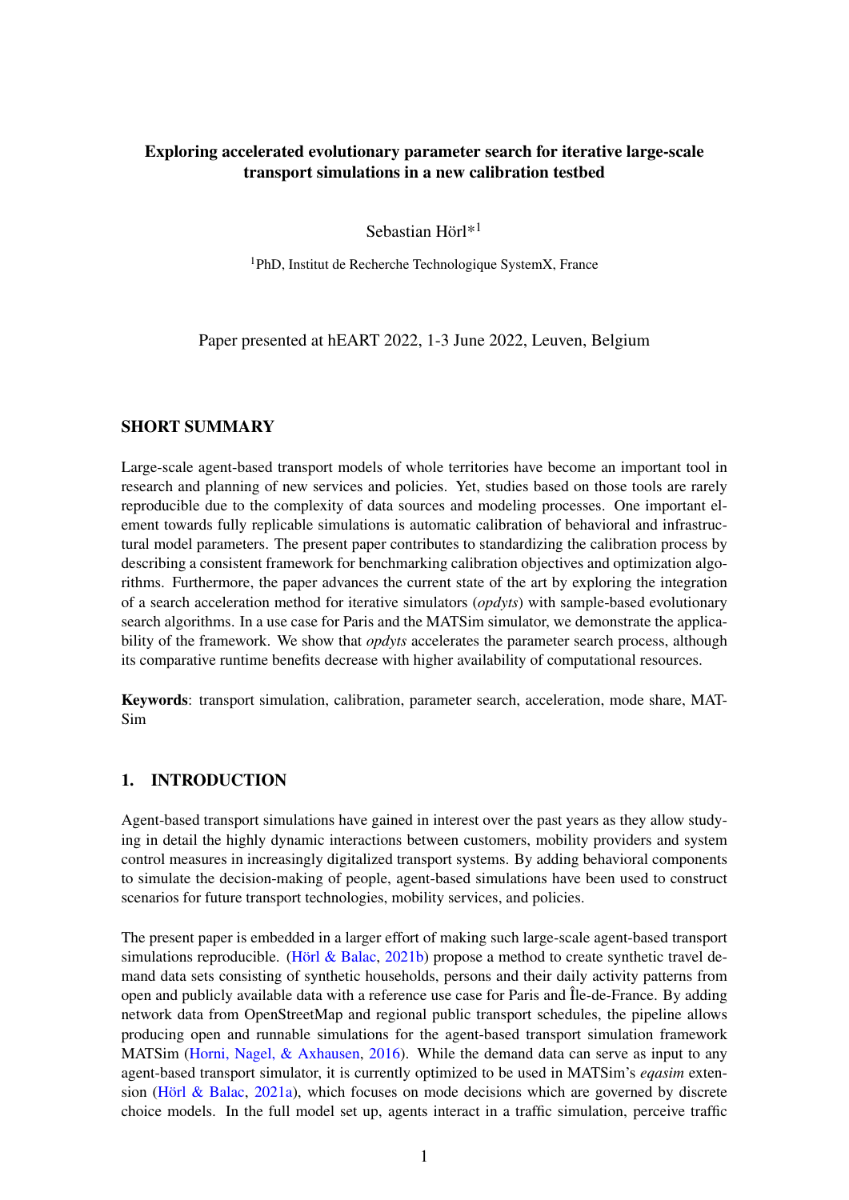# Exploring accelerated evolutionary parameter search for iterative large-scale transport simulations in a new calibration testbed

Sebastian Hörl*[1]

[1]PhD, Institut de Recherche Technologique SystemX, France

Paper presented at hEART 2022, 1-3 June 2022, Leuven, Belgium

## SHORT SUMMARY

Large-scale agent-based transport models of whole territories have become an important tool in research and planning of new services and policies. Yet, studies based on those tools are rarely reproducible due to the complexity of data sources and modeling processes. One important element towards fully replicable simulations is automatic calibration of behavioral and infrastructural model parameters. The present paper contributes to standardizing the calibration process by describing a consistent framework for benchmarking calibration objectives and optimization algorithms. Furthermore, the paper advances the current state of the art by exploring the integration of a search acceleration method for iterative simulators (*opdyts*) with sample-based evolutionary search algorithms. In a use case for Paris and the MATSim simulator, we demonstrate the applicability of the framework. We show that *opdyts* accelerates the parameter search process, although its comparative runtime benefits decrease with higher availability of computational resources.

**Keywords**: transport simulation, calibration, parameter search, acceleration, mode share, MATSim

## 1. INTRODUCTION

Agent-based transport simulations have gained in interest over the past years as they allow studying in detail the highly dynamic interactions between customers, mobility providers and system control measures in increasingly digitalized transport systems. By adding behavioral components to simulate the decision-making of people, agent-based simulations have been used to construct scenarios for future transport technologies, mobility services, and policies.

The present paper is embedded in a larger effort of making such large-scale agent-based transport simulations reproducible. (Hörl & Balac, 2021b) propose a method to create synthetic travel demand data sets consisting of synthetic households, persons and their daily activity patterns from open and publicly available data with a reference use case for Paris and Île-de-France. By adding network data from OpenStreetMap and regional public transport schedules, the pipeline allows producing open and runnable simulations for the agent-based transport simulation framework MATSim (Horni, Nagel, & Axhausen, 2016). While the demand data can serve as input to any agent-based transport simulator, it is currently optimized to be used in MATSim's *eqasim* extension (Hörl & Balac, 2021a), which focuses on mode decisions which are governed by discrete choice models. In the full model set up, agents interact in a traffic simulation, perceive traffic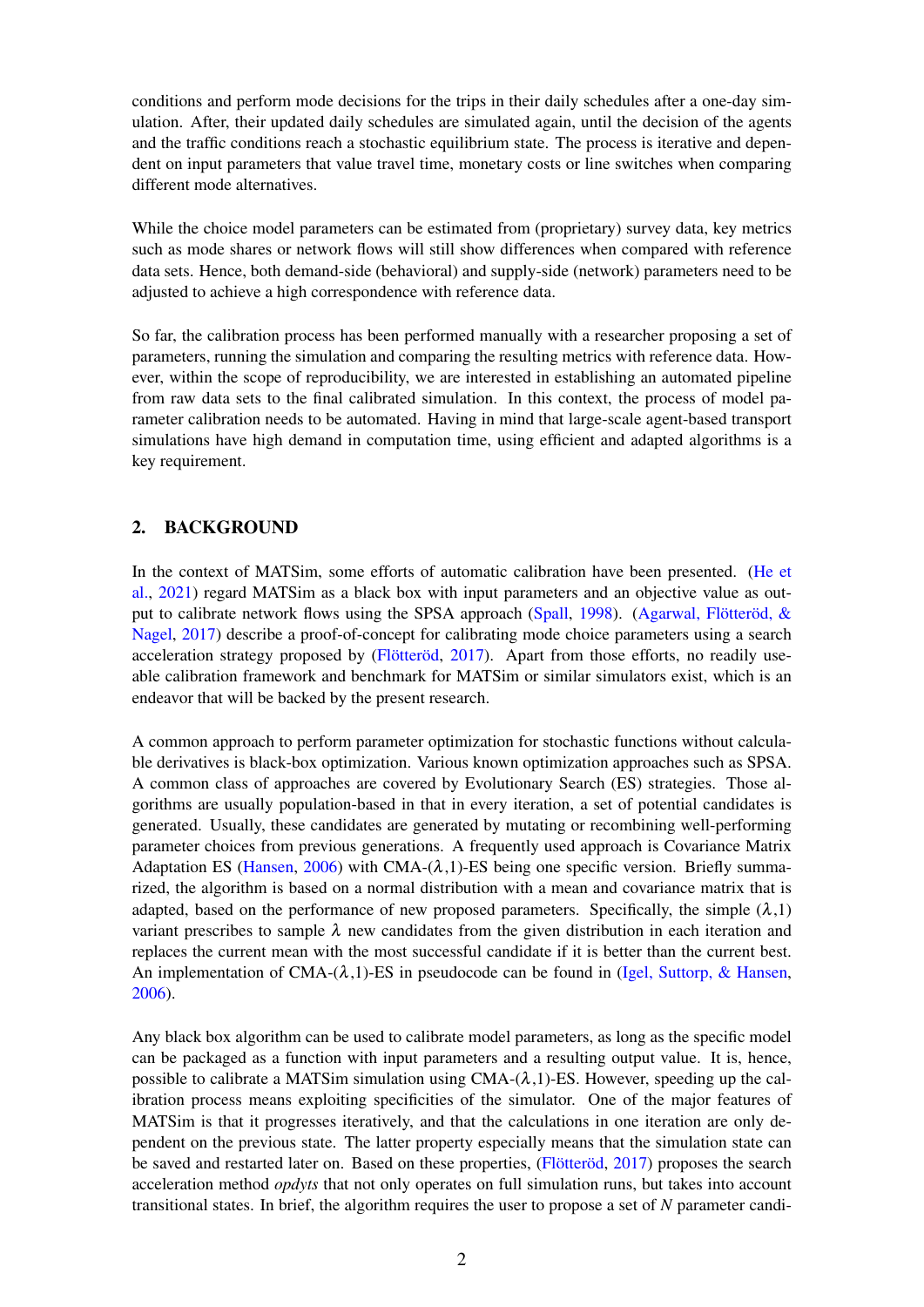conditions and perform mode decisions for the trips in their daily schedules after a one-day simulation. After, their updated daily schedules are simulated again, until the decision of the agents and the traffic conditions reach a stochastic equilibrium state. The process is iterative and dependent on input parameters that value travel time, monetary costs or line switches when comparing different mode alternatives.

While the choice model parameters can be estimated from (proprietary) survey data, key metrics such as mode shares or network flows will still show differences when compared with reference data sets. Hence, both demand-side (behavioral) and supply-side (network) parameters need to be adjusted to achieve a high correspondence with reference data.

So far, the calibration process has been performed manually with a researcher proposing a set of parameters, running the simulation and comparing the resulting metrics with reference data. However, within the scope of reproducibility, we are interested in establishing an automated pipeline from raw data sets to the final calibrated simulation. In this context, the process of model parameter calibration needs to be automated. Having in mind that large-scale agent-based transport simulations have high demand in computation time, using efficient and adapted algorithms is a key requirement.

## 2. BACKGROUND

In the context of MATSim, some efforts of automatic calibration have been presented. (He et al., 2021) regard MATSim as a black box with input parameters and an objective value as output to calibrate network flows using the SPSA approach (Spall, 1998). (Agarwal, Flötteröd, & Nagel, 2017) describe a proof-of-concept for calibrating mode choice parameters using a search acceleration strategy proposed by (Flötteröd, 2017). Apart from those efforts, no readily useable calibration framework and benchmark for MATSim or similar simulators exist, which is an endeavor that will be backed by the present research.

A common approach to perform parameter optimization for stochastic functions without calculable derivatives is black-box optimization. Various known optimization approaches such as SPSA. A common class of approaches are covered by Evolutionary Search (ES) strategies. Those algorithms are usually population-based in that in every iteration, a set of potential candidates is generated. Usually, these candidates are generated by mutating or recombining well-performing parameter choices from previous generations. A frequently used approach is Covariance Matrix Adaptation ES (Hansen, 2006) with CMA-($\lambda$,1)-ES being one specific version. Briefly summarized, the algorithm is based on a normal distribution with a mean and covariance matrix that is adapted, based on the performance of new proposed parameters. Specifically, the simple ($\lambda$,1) variant prescribes to sample $\lambda$ new candidates from the given distribution in each iteration and replaces the current mean with the most successful candidate if it is better than the current best. An implementation of CMA-($\lambda$,1)-ES in pseudocode can be found in (Igel, Suttorp, & Hansen, 2006).

Any black box algorithm can be used to calibrate model parameters, as long as the specific model can be packaged as a function with input parameters and a resulting output value. It is, hence, possible to calibrate a MATSim simulation using CMA-($\lambda$,1)-ES. However, speeding up the calibration process means exploiting specificities of the simulator. One of the major features of MATSim is that it progresses iteratively, and that the calculations in one iteration are only dependent on the previous state. The latter property especially means that the simulation state can be saved and restarted later on. Based on these properties, (Flötteröd, 2017) proposes the search acceleration method *opdyts* that not only operates on full simulation runs, but takes into account transitional states. In brief, the algorithm requires the user to propose a set of $N$ parameter candi-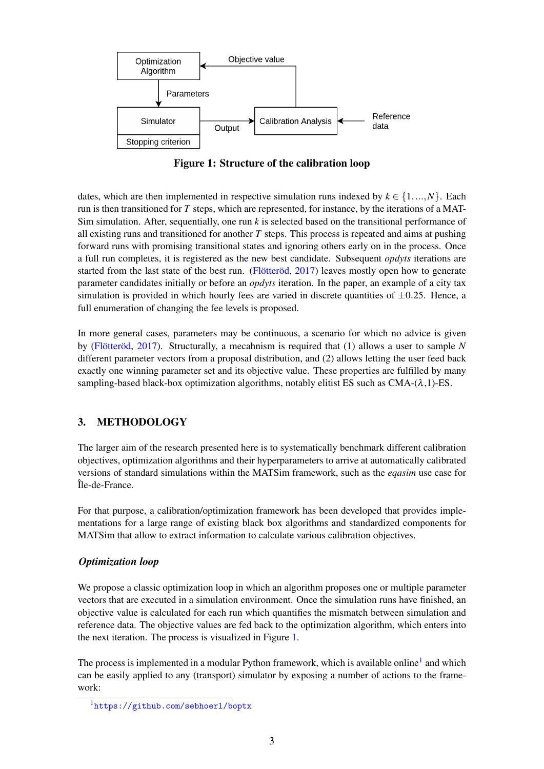**Figure 1: Structure of the calibration loop**

dates, which are then implemented in respective simulation runs indexed by $k \in \{1,...,N\}$. Each run is then transitioned for $T$ steps, which are represented, for instance, by the iterations of a MATSim simulation. After, sequentially, one run $k$ is selected based on the transitional performance of all existing runs and transitioned for another $T$ steps. This process is repeated and aims at pushing forward runs with promising transitional states and ignoring others early on in the process. Once a full run completes, it is registered as the new best candidate. Subsequent *opdyts* iterations are started from the last state of the best run. (Flötteröd, 2017) leaves mostly open how to generate parameter candidates initially or before an *opdyts* iteration. In the paper, an example of a city tax simulation is provided in which hourly fees are varied in discrete quantities of $\pm 0.25$. Hence, a full enumeration of changing the fee levels is proposed.

In more general cases, parameters may be continuous, a scenario for which no advice is given by (Flötteröd, 2017). Structurally, a mecahnism is required that (1) allows a user to sample $N$ different parameter vectors from a proposal distribution, and (2) allows letting the user feed back exactly one winning parameter set and its objective value. These properties are fulfilled by many sampling-based black-box optimization algorithms, notably elitist ES such as CMA-($\lambda$,1)-ES.

## 3. METHODOLOGY

The larger aim of the research presented here is to systematically benchmark different calibration objectives, optimization algorithms and their hyperparameters to arrive at automatically calibrated versions of standard simulations within the MATSim framework, such as the *eqasim* use case for Île-de-France.

For that purpose, a calibration/optimization framework has been developed that provides implementations for a large range of existing black box algorithms and standardized components for MATSim that allow to extract information to calculate various calibration objectives.

### *Optimization loop*

We propose a classic optimization loop in which an algorithm proposes one or multiple parameter vectors that are executed in a simulation environment. Once the simulation runs have finished, an objective value is calculated for each run which quantifies the mismatch between simulation and reference data. The objective values are fed back to the optimization algorithm, which enters into the next iteration. The process is visualized in Figure 1.

The process is implemented in a modular Python framework, which is available online[1] and which can be easily applied to any (transport) simulator by exposing a number of actions to the framework:

[1] https://github.com/sebhoerl/boptx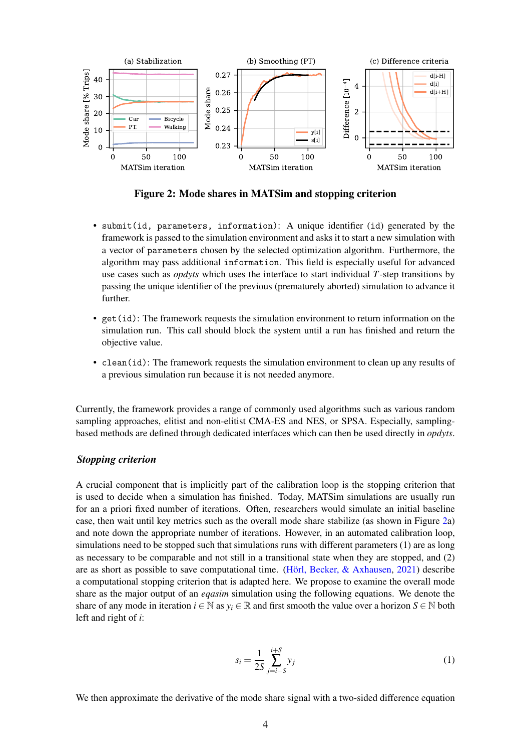**Figure 2: Mode shares in MATSim and stopping criterion**

- `submit(id, parameters, information)`: A unique identifier (`id`) generated by the framework is passed to the simulation environment and asks it to start a new simulation with a vector of `parameters` chosen by the selected optimization algorithm. Furthermore, the algorithm may pass additional `information`. This field is especially useful for advanced use cases such as *opdyts* which uses the interface to start individual $T$-step transitions by passing the unique identifier of the previous (prematurely aborted) simulation to advance it further.
- `get(id)`: The framework requests the simulation environment to return information on the simulation run. This call should block the system until a run has finished and return the objective value.
- `clean(id)`: The framework requests the simulation environment to clean up any results of a previous simulation run because it is not needed anymore.

Currently, the framework provides a range of commonly used algorithms such as various random sampling approaches, elitist and non-elitist CMA-ES and NES, or SPSA. Especially, sampling-based methods are defined through dedicated interfaces which can then be used directly in *opdyts*.

### *Stopping criterion*

A crucial component that is implicitly part of the calibration loop is the stopping criterion that is used to decide when a simulation has finished. Today, MATSim simulations are usually run for an a priori fixed number of iterations. Often, researchers would simulate an initial baseline case, then wait until key metrics such as the overall mode share stabilize (as shown in Figure 2a) and note down the appropriate number of iterations. However, in an automated calibration loop, simulations need to be stopped such that simulations runs with different parameters (1) are as long as necessary to be comparable and not still in a transitional state when they are stopped, and (2) are as short as possible to save computational time. (Hörl, Becker, & Axhausen, 2021) describe a computational stopping criterion that is adapted here. We propose to examine the overall mode share as the major output of an *eqasim* simulation using the following equations. We denote the share of any mode in iteration $i \in \mathbb{N}$ as $y_i \in \mathbb{R}$ and first smooth the value over a horizon $S \in \mathbb{N}$ both left and right of $i$:

$$s_i = \frac{1}{2S} \sum_{j=i-S}^{i+S} y_j \tag{1}$$

We then approximate the derivative of the mode share signal with a two-sided difference equation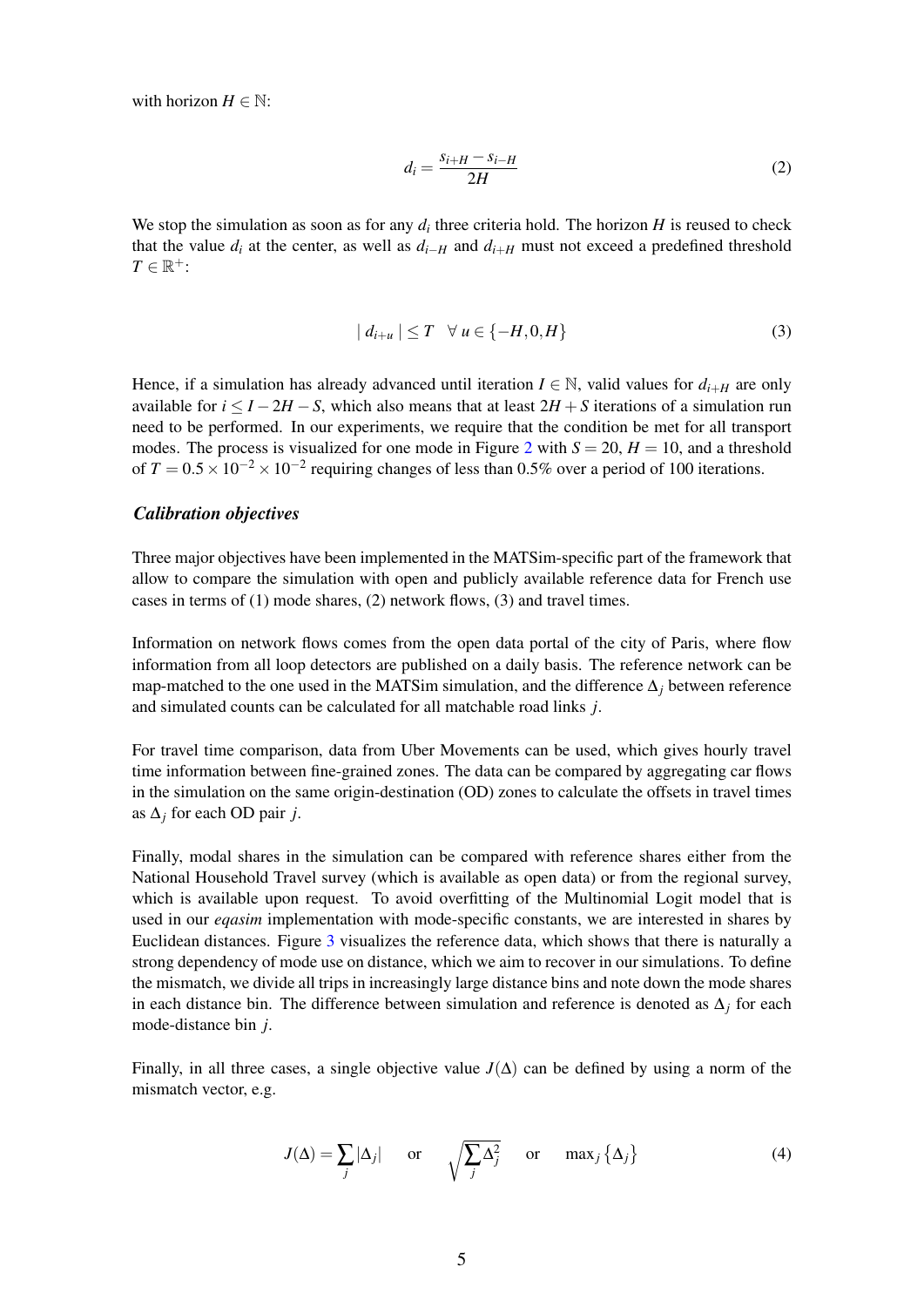with horizon $H \in \mathbb{N}$:

$$d_i = \frac{s_{i+H} - s_{i-H}}{2H} \tag{2}$$

We stop the simulation as soon as for any $d_i$ three criteria hold. The horizon $H$ is reused to check that the value $d_i$ at the center, as well as $d_{i-H}$ and $d_{i+H}$ must not exceed a predefined threshold $T \in \mathbb{R}^+$:

$$| \, d_{i+u} \, | \leq T \quad \forall \, u \in \{-H, 0, H\} \tag{3}$$

Hence, if a simulation has already advanced until iteration $I \in \mathbb{N}$, valid values for $d_{i+H}$ are only available for $i \leq I - 2H - S$, which also means that at least $2H + S$ iterations of a simulation run need to be performed. In our experiments, we require that the condition be met for all transport modes. The process is visualized for one mode in Figure 2 with $S = 20$, $H = 10$, and a threshold of $T = 0.5 \times 10^{-2} \times 10^{-2}$ requiring changes of less than 0.5% over a period of 100 iterations.

### *Calibration objectives*

Three major objectives have been implemented in the MATSim-specific part of the framework that allow to compare the simulation with open and publicly available reference data for French use cases in terms of (1) mode shares, (2) network flows, (3) and travel times.

Information on network flows comes from the open data portal of the city of Paris, where flow information from all loop detectors are published on a daily basis. The reference network can be map-matched to the one used in the MATSim simulation, and the difference $\Delta_j$ between reference and simulated counts can be calculated for all matchable road links $j$.

For travel time comparison, data from Uber Movements can be used, which gives hourly travel time information between fine-grained zones. The data can be compared by aggregating car flows in the simulation on the same origin-destination (OD) zones to calculate the offsets in travel times as $\Delta_j$ for each OD pair $j$.

Finally, modal shares in the simulation can be compared with reference shares either from the National Household Travel survey (which is available as open data) or from the regional survey, which is available upon request. To avoid overfitting of the Multinomial Logit model that is used in our *eqasim* implementation with mode-specific constants, we are interested in shares by Euclidean distances. Figure 3 visualizes the reference data, which shows that there is naturally a strong dependency of mode use on distance, which we aim to recover in our simulations. To define the mismatch, we divide all trips in increasingly large distance bins and note down the mode shares in each distance bin. The difference between simulation and reference is denoted as $\Delta_j$ for each mode-distance bin $j$.

Finally, in all three cases, a single objective value $J(\Delta)$ can be defined by using a norm of the mismatch vector, e.g.

$$J(\Delta) = \sum_j |\Delta_j| \quad \text{ or } \quad \sqrt{\sum_j \Delta_j^2} \quad \text{ or } \quad \max_j \{\Delta_j\} \tag{4}$$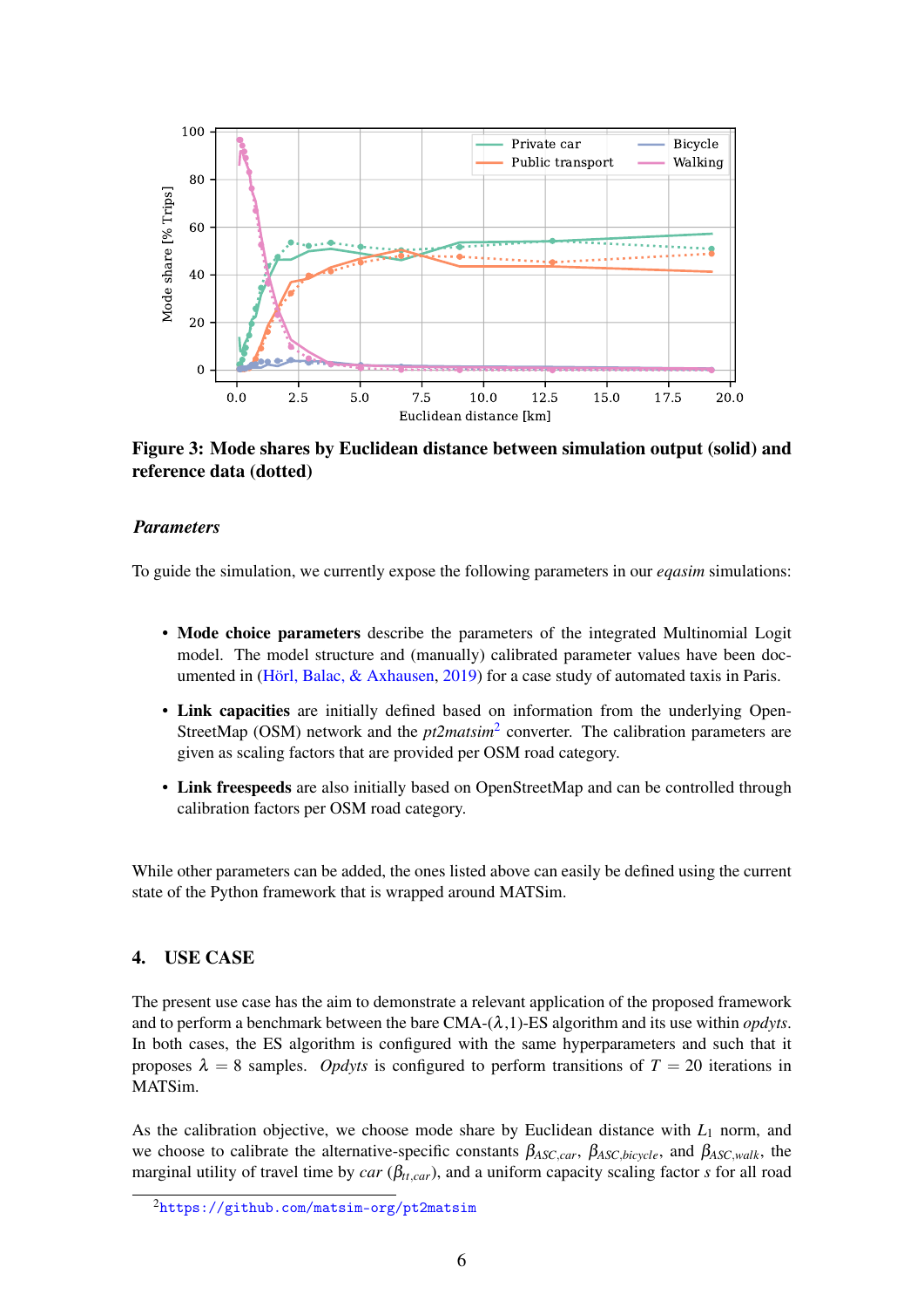**Figure 3: Mode shares by Euclidean distance between simulation output (solid) and reference data (dotted)**

### *Parameters*

To guide the simulation, we currently expose the following parameters in our *eqasim* simulations:

- **Mode choice parameters** describe the parameters of the integrated Multinomial Logit model. The model structure and (manually) calibrated parameter values have been documented in (Hörl, Balac, & Axhausen, 2019) for a case study of automated taxis in Paris.
- **Link capacities** are initially defined based on information from the underlying OpenStreetMap (OSM) network and the *pt2matsim*[2] converter. The calibration parameters are given as scaling factors that are provided per OSM road category.
- **Link freespeeds** are also initially based on OpenStreetMap and can be controlled through calibration factors per OSM road category.

While other parameters can be added, the ones listed above can easily be defined using the current state of the Python framework that is wrapped around MATSim.

## 4. USE CASE

The present use case has the aim to demonstrate a relevant application of the proposed framework and to perform a benchmark between the bare CMA-($\lambda$,1)-ES algorithm and its use within *opdyts*. In both cases, the ES algorithm is configured with the same hyperparameters and such that it proposes $\lambda = 8$ samples. *Opdyts* is configured to perform transitions of $T = 20$ iterations in MATSim.

As the calibration objective, we choose mode share by Euclidean distance with $L_1$ norm, and we choose to calibrate the alternative-specific constants $\beta_{ASC,car}$, $\beta_{ASC,bicycle}$, and $\beta_{ASC,walk}$, the marginal utility of travel time by *car* ($\beta_{tt,car}$), and a uniform capacity scaling factor $s$ for all road

[2] https://github.com/matsim-org/pt2matsim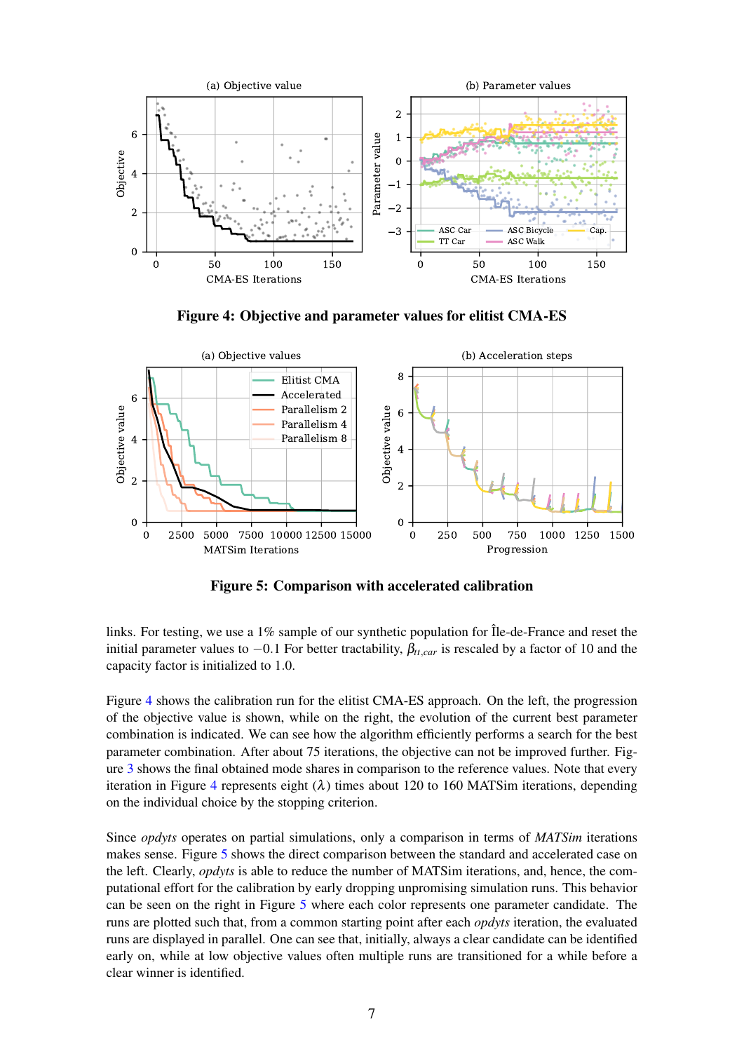**Figure 4: Objective and parameter values for elitist CMA-ES**

**Figure 5: Comparison with accelerated calibration**

links. For testing, we use a 1% sample of our synthetic population for Île-de-France and reset the initial parameter values to $-0.1$ For better tractability, $\beta_{tt,car}$ is rescaled by a factor of 10 and the capacity factor is initialized to 1.0.

Figure 4 shows the calibration run for the elitist CMA-ES approach. On the left, the progression of the objective value is shown, while on the right, the evolution of the current best parameter combination is indicated. We can see how the algorithm efficiently performs a search for the best parameter combination. After about 75 iterations, the objective can not be improved further. Figure 3 shows the final obtained mode shares in comparison to the reference values. Note that every iteration in Figure 4 represents eight ($\lambda$) times about 120 to 160 MATSim iterations, depending on the individual choice by the stopping criterion.

Since *opdyts* operates on partial simulations, only a comparison in terms of *MATSim* iterations makes sense. Figure 5 shows the direct comparison between the standard and accelerated case on the left. Clearly, *opdyts* is able to reduce the number of MATSim iterations, and, hence, the computational effort for the calibration by early dropping unpromising simulation runs. This behavior can be seen on the right in Figure 5 where each color represents one parameter candidate. The runs are plotted such that, from a common starting point after each *opdyts* iteration, the evaluated runs are displayed in parallel. One can see that, initially, always a clear candidate can be identified early on, while at low objective values often multiple runs are transitioned for a while before a clear winner is identified.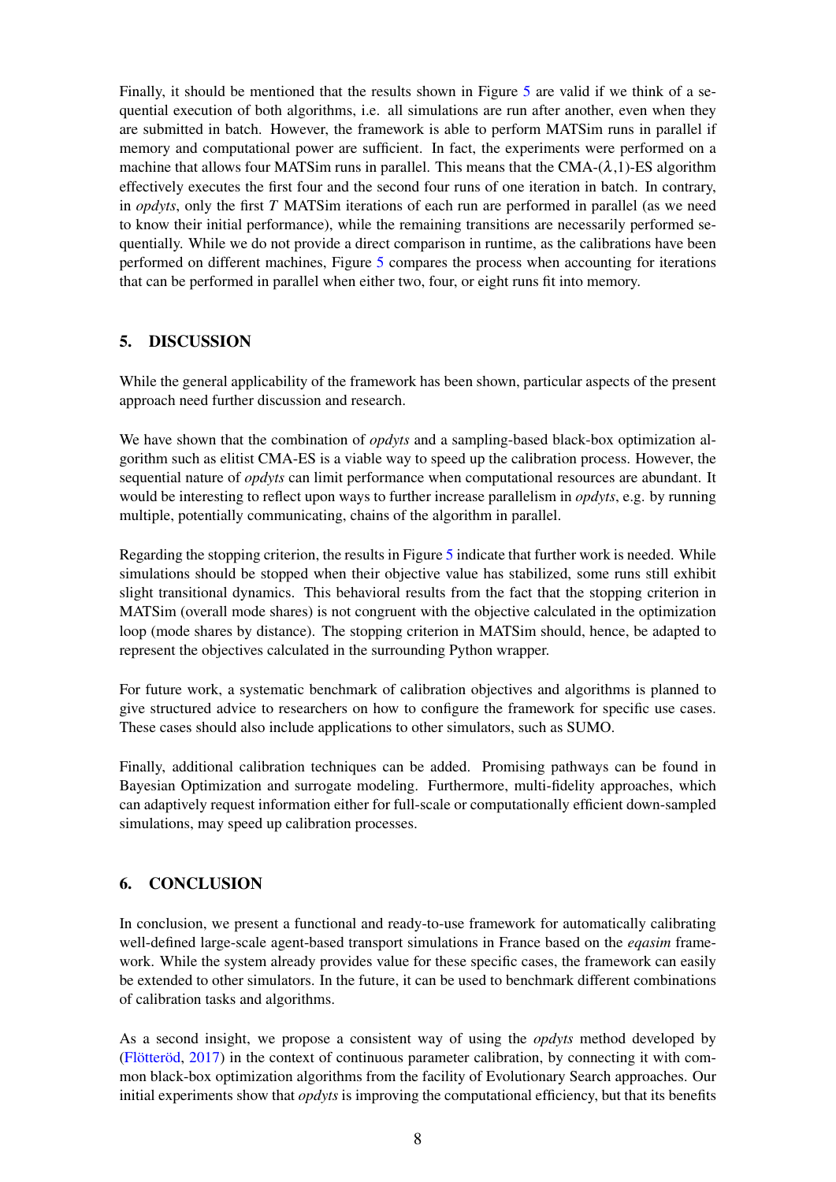Finally, it should be mentioned that the results shown in Figure 5 are valid if we think of a sequential execution of both algorithms, i.e. all simulations are run after another, even when they are submitted in batch. However, the framework is able to perform MATSim runs in parallel if memory and computational power are sufficient. In fact, the experiments were performed on a machine that allows four MATSim runs in parallel. This means that the CMA-($\lambda$,1)-ES algorithm effectively executes the first four and the second four runs of one iteration in batch. In contrary, in *opdyts*, only the first $T$ MATSim iterations of each run are performed in parallel (as we need to know their initial performance), while the remaining transitions are necessarily performed sequentially. While we do not provide a direct comparison in runtime, as the calibrations have been performed on different machines, Figure 5 compares the process when accounting for iterations that can be performed in parallel when either two, four, or eight runs fit into memory.

## 5. DISCUSSION

While the general applicability of the framework has been shown, particular aspects of the present approach need further discussion and research.

We have shown that the combination of *opdyts* and a sampling-based black-box optimization algorithm such as elitist CMA-ES is a viable way to speed up the calibration process. However, the sequential nature of *opdyts* can limit performance when computational resources are abundant. It would be interesting to reflect upon ways to further increase parallelism in *opdyts*, e.g. by running multiple, potentially communicating, chains of the algorithm in parallel.

Regarding the stopping criterion, the results in Figure 5 indicate that further work is needed. While simulations should be stopped when their objective value has stabilized, some runs still exhibit slight transitional dynamics. This behavioral results from the fact that the stopping criterion in MATSim (overall mode shares) is not congruent with the objective calculated in the optimization loop (mode shares by distance). The stopping criterion in MATSim should, hence, be adapted to represent the objectives calculated in the surrounding Python wrapper.

For future work, a systematic benchmark of calibration objectives and algorithms is planned to give structured advice to researchers on how to configure the framework for specific use cases. These cases should also include applications to other simulators, such as SUMO.

Finally, additional calibration techniques can be added. Promising pathways can be found in Bayesian Optimization and surrogate modeling. Furthermore, multi-fidelity approaches, which can adaptively request information either for full-scale or computationally efficient down-sampled simulations, may speed up calibration processes.

## 6. CONCLUSION

In conclusion, we present a functional and ready-to-use framework for automatically calibrating well-defined large-scale agent-based transport simulations in France based on the *eqasim* framework. While the system already provides value for these specific cases, the framework can easily be extended to other simulators. In the future, it can be used to benchmark different combinations of calibration tasks and algorithms.

As a second insight, we propose a consistent way of using the *opdyts* method developed by (Flötteröd, 2017) in the context of continuous parameter calibration, by connecting it with common black-box optimization algorithms from the facility of Evolutionary Search approaches. Our initial experiments show that *opdyts* is improving the computational efficiency, but that its benefits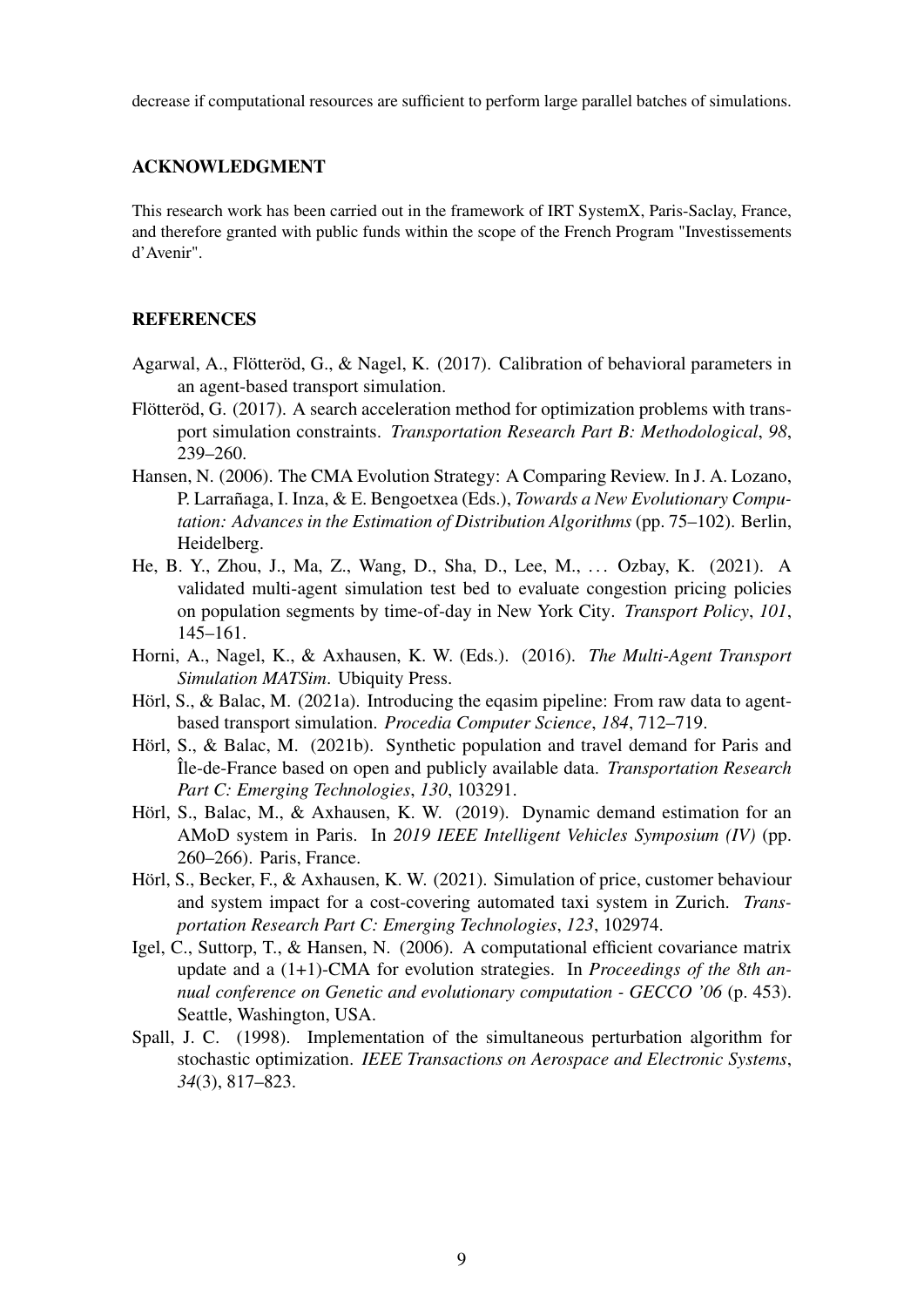decrease if computational resources are sufficient to perform large parallel batches of simulations.

## ACKNOWLEDGMENT

This research work has been carried out in the framework of IRT SystemX, Paris-Saclay, France, and therefore granted with public funds within the scope of the French Program "Investissements d'Avenir".

## REFERENCES

Agarwal, A., Flötteröd, G., & Nagel, K. (2017). Calibration of behavioral parameters in an agent-based transport simulation.

Flötteröd, G. (2017). A search acceleration method for optimization problems with transport simulation constraints. *Transportation Research Part B: Methodological*, *98*, 239–260.

Hansen, N. (2006). The CMA Evolution Strategy: A Comparing Review. In J. A. Lozano, P. Larrañaga, I. Inza, & E. Bengoetxea (Eds.), *Towards a New Evolutionary Computation: Advances in the Estimation of Distribution Algorithms* (pp. 75–102). Berlin, Heidelberg.

He, B. Y., Zhou, J., Ma, Z., Wang, D., Sha, D., Lee, M., … Ozbay, K. (2021). A validated multi-agent simulation test bed to evaluate congestion pricing policies on population segments by time-of-day in New York City. *Transport Policy*, *101*, 145–161.

Horni, A., Nagel, K., & Axhausen, K. W. (Eds.). (2016). *The Multi-Agent Transport Simulation MATSim*. Ubiquity Press.

Hörl, S., & Balac, M. (2021a). Introducing the eqasim pipeline: From raw data to agent-based transport simulation. *Procedia Computer Science*, *184*, 712–719.

Hörl, S., & Balac, M. (2021b). Synthetic population and travel demand for Paris and Île-de-France based on open and publicly available data. *Transportation Research Part C: Emerging Technologies*, *130*, 103291.

Hörl, S., Balac, M., & Axhausen, K. W. (2019). Dynamic demand estimation for an AMoD system in Paris. In *2019 IEEE Intelligent Vehicles Symposium (IV)* (pp. 260–266). Paris, France.

Hörl, S., Becker, F., & Axhausen, K. W. (2021). Simulation of price, customer behaviour and system impact for a cost-covering automated taxi system in Zurich. *Transportation Research Part C: Emerging Technologies*, *123*, 102974.

Igel, C., Suttorp, T., & Hansen, N. (2006). A computational efficient covariance matrix update and a (1+1)-CMA for evolution strategies. In *Proceedings of the 8th annual conference on Genetic and evolutionary computation - GECCO '06* (p. 453). Seattle, Washington, USA.

Spall, J. C. (1998). Implementation of the simultaneous perturbation algorithm for stochastic optimization. *IEEE Transactions on Aerospace and Electronic Systems*, *34*(3), 817–823.